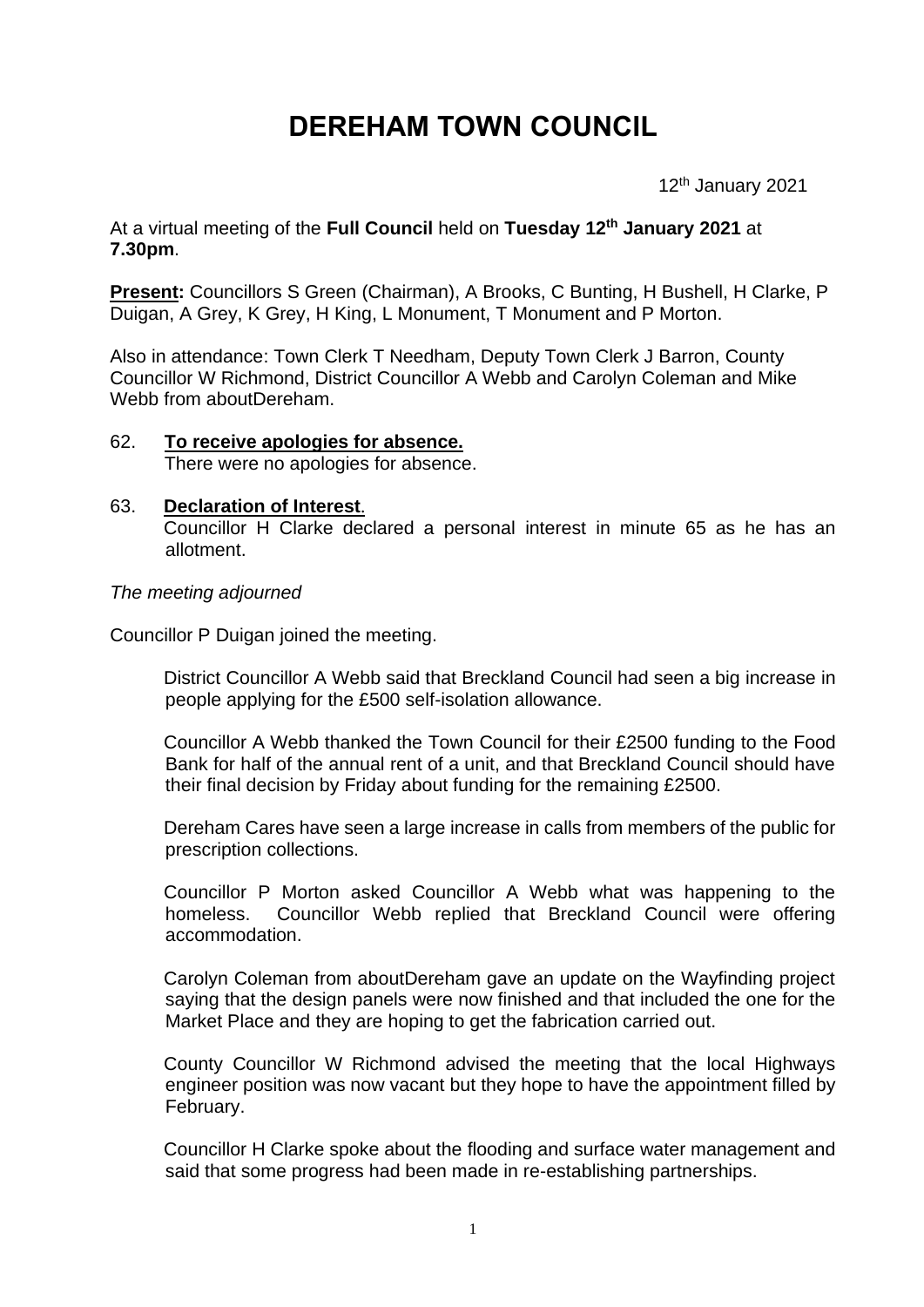# DEREHAM TOWN COUNCIL

12th January 2021

At a virtual meeting of the **Full Council** held on **Tuesday 12th January 2021** at **7.30pm**.

**Present:** Councillors S Green (Chairman), A Brooks, C Bunting, H Bushell, H Clarke, P Duigan, A Grey, K Grey, H King, L Monument, T Monument and P Morton.

Also in attendance: Town Clerk T Needham, Deputy Town Clerk J Barron, County Councillor W Richmond, District Councillor A Webb and Carolyn Coleman and Mike Webb from aboutDereham.

62. **To receive apologies for absence.**
    There were no apologies for absence.

63. **Declaration of Interest**.
    Councillor H Clarke declared a personal interest in minute 65 as he has an allotment.

*The meeting adjourned*

Councillor P Duigan joined the meeting.

District Councillor A Webb said that Breckland Council had seen a big increase in people applying for the £500 self-isolation allowance.

Councillor A Webb thanked the Town Council for their £2500 funding to the Food Bank for half of the annual rent of a unit, and that Breckland Council should have their final decision by Friday about funding for the remaining £2500.

Dereham Cares have seen a large increase in calls from members of the public for prescription collections.

Councillor P Morton asked Councillor A Webb what was happening to the homeless. Councillor Webb replied that Breckland Council were offering accommodation.

Carolyn Coleman from aboutDereham gave an update on the Wayfinding project saying that the design panels were now finished and that included the one for the Market Place and they are hoping to get the fabrication carried out.

County Councillor W Richmond advised the meeting that the local Highways engineer position was now vacant but they hope to have the appointment filled by February.

Councillor H Clarke spoke about the flooding and surface water management and said that some progress had been made in re-establishing partnerships.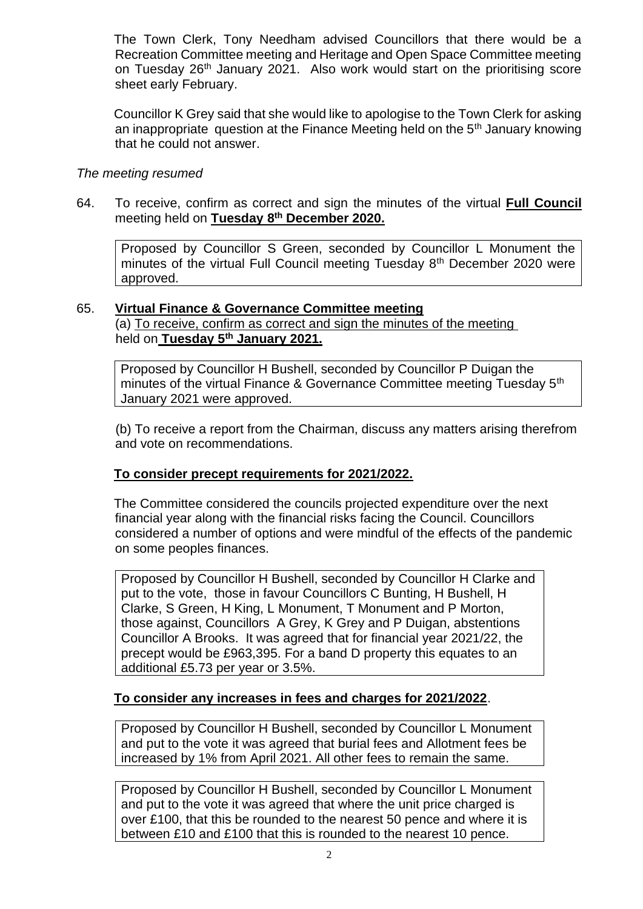The Town Clerk, Tony Needham advised Councillors that there would be a Recreation Committee meeting and Heritage and Open Space Committee meeting on Tuesday 26th January 2021. Also work would start on the prioritising score sheet early February.

Councillor K Grey said that she would like to apologise to the Town Clerk for asking an inappropriate question at the Finance Meeting held on the 5th January knowing that he could not answer.

*The meeting resumed*

64. To receive, confirm as correct and sign the minutes of the virtual **Full Council** meeting held on **Tuesday 8th December 2020.**

    Proposed by Councillor S Green, seconded by Councillor L Monument the minutes of the virtual Full Council meeting Tuesday 8th December 2020 were approved.

65. **Virtual Finance & Governance Committee meeting**

    (a) To receive, confirm as correct and sign the minutes of the meeting held on **Tuesday 5th January 2021.**

    Proposed by Councillor H Bushell, seconded by Councillor P Duigan the minutes of the virtual Finance & Governance Committee meeting Tuesday 5th January 2021 were approved.

    (b) To receive a report from the Chairman, discuss any matters arising therefrom and vote on recommendations.

    **To consider precept requirements for 2021/2022.**

    The Committee considered the councils projected expenditure over the next financial year along with the financial risks facing the Council. Councillors considered a number of options and were mindful of the effects of the pandemic on some peoples finances.

    Proposed by Councillor H Bushell, seconded by Councillor H Clarke and put to the vote, those in favour Councillors C Bunting, H Bushell, H Clarke, S Green, H King, L Monument, T Monument and P Morton, those against, Councillors A Grey, K Grey and P Duigan, abstentions Councillor A Brooks. It was agreed that for financial year 2021/22, the precept would be £963,395. For a band D property this equates to an additional £5.73 per year or 3.5%.

    **To consider any increases in fees and charges for 2021/2022**.

    Proposed by Councillor H Bushell, seconded by Councillor L Monument and put to the vote it was agreed that burial fees and Allotment fees be increased by 1% from April 2021. All other fees to remain the same.

    Proposed by Councillor H Bushell, seconded by Councillor L Monument and put to the vote it was agreed that where the unit price charged is over £100, that this be rounded to the nearest 50 pence and where it is between £10 and £100 that this is rounded to the nearest 10 pence.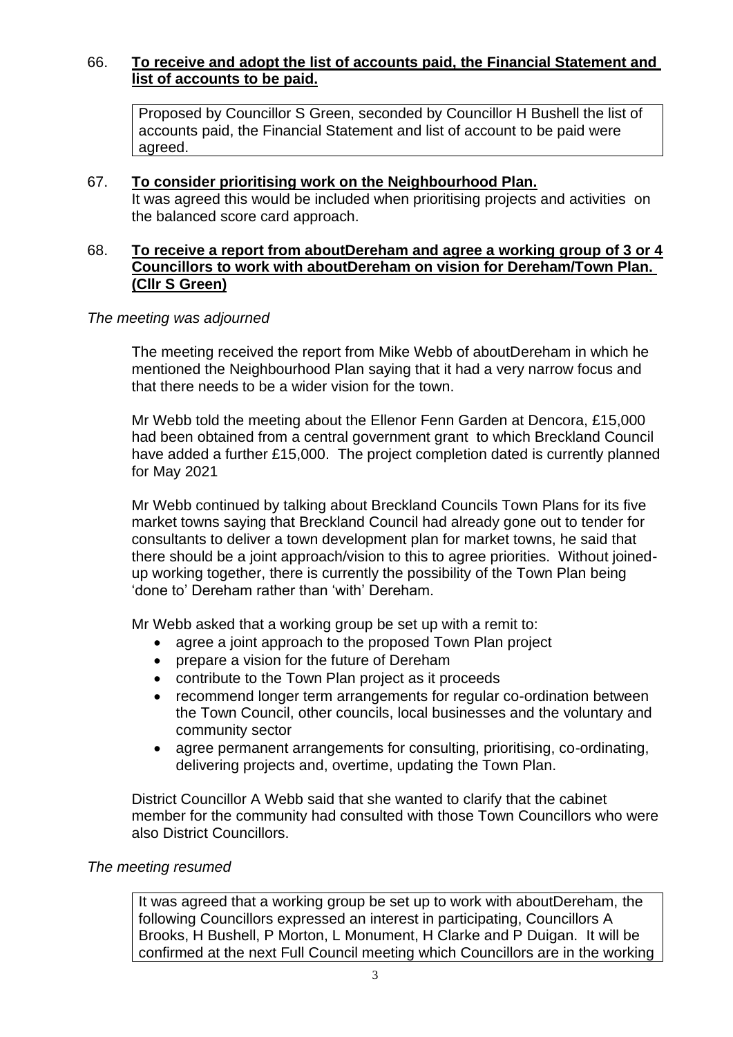66. **To receive and adopt the list of accounts paid, the Financial Statement and list of accounts to be paid.**

Proposed by Councillor S Green, seconded by Councillor H Bushell the list of accounts paid, the Financial Statement and list of account to be paid were agreed.

67. **To consider prioritising work on the Neighbourhood Plan.**

It was agreed this would be included when prioritising projects and activities on the balanced score card approach.

68. **To receive a report from aboutDereham and agree a working group of 3 or 4 Councillors to work with aboutDereham on vision for Dereham/Town Plan. (Cllr S Green)**

*The meeting was adjourned*

The meeting received the report from Mike Webb of aboutDereham in which he mentioned the Neighbourhood Plan saying that it had a very narrow focus and that there needs to be a wider vision for the town.

Mr Webb told the meeting about the Ellenor Fenn Garden at Dencora, £15,000 had been obtained from a central government grant to which Breckland Council have added a further £15,000. The project completion dated is currently planned for May 2021

Mr Webb continued by talking about Breckland Councils Town Plans for its five market towns saying that Breckland Council had already gone out to tender for consultants to deliver a town development plan for market towns, he said that there should be a joint approach/vision to this to agree priorities. Without joined-up working together, there is currently the possibility of the Town Plan being 'done to' Dereham rather than 'with' Dereham.

Mr Webb asked that a working group be set up with a remit to:

- agree a joint approach to the proposed Town Plan project
- prepare a vision for the future of Dereham
- contribute to the Town Plan project as it proceeds
- recommend longer term arrangements for regular co-ordination between the Town Council, other councils, local businesses and the voluntary and community sector
- agree permanent arrangements for consulting, prioritising, co-ordinating, delivering projects and, overtime, updating the Town Plan.

District Councillor A Webb said that she wanted to clarify that the cabinet member for the community had consulted with those Town Councillors who were also District Councillors.

*The meeting resumed*

It was agreed that a working group be set up to work with aboutDereham, the following Councillors expressed an interest in participating, Councillors A Brooks, H Bushell, P Morton, L Monument, H Clarke and P Duigan. It will be confirmed at the next Full Council meeting which Councillors are in the working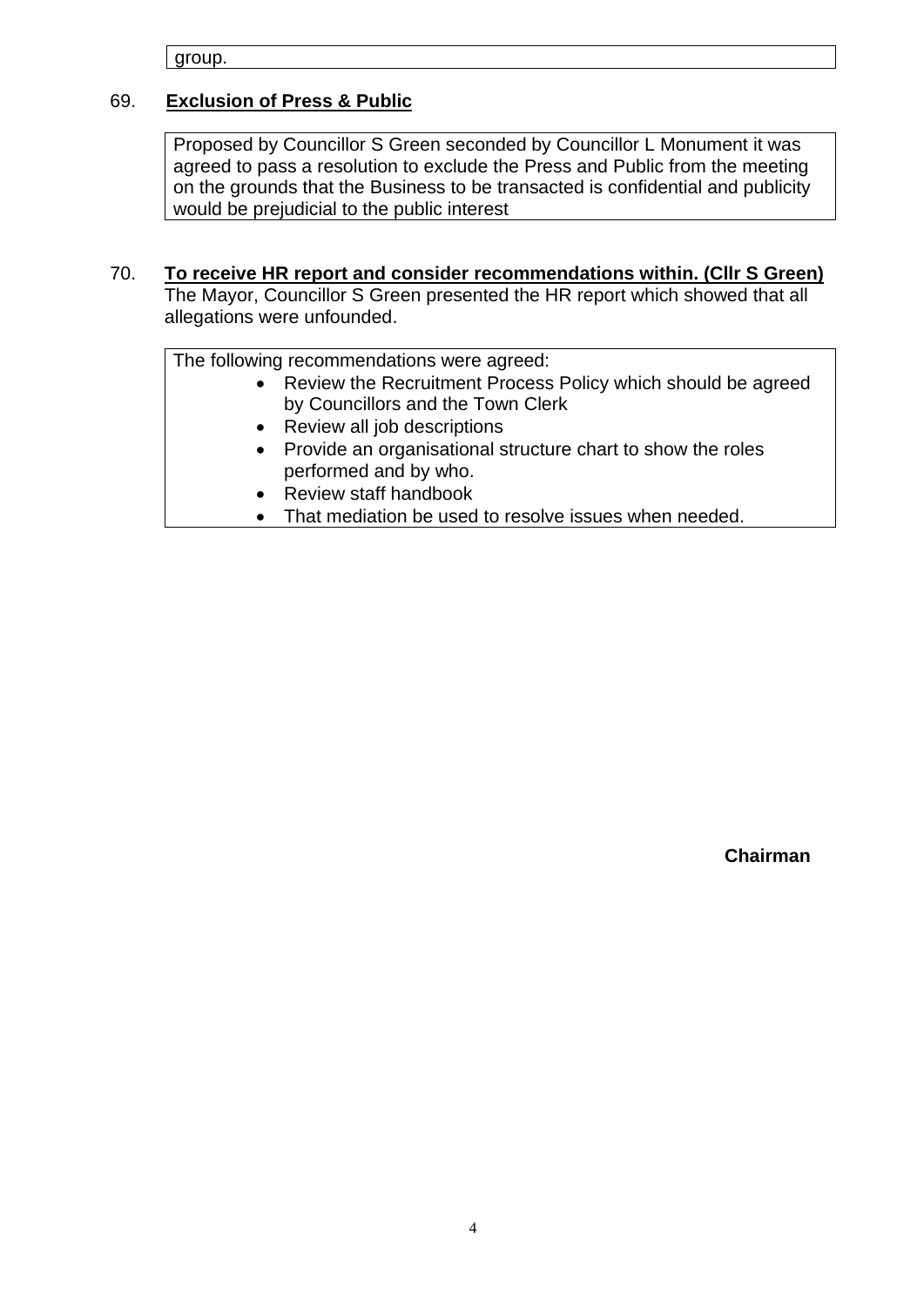group.

69. **Exclusion of Press & Public**

Proposed by Councillor S Green seconded by Councillor L Monument it was agreed to pass a resolution to exclude the Press and Public from the meeting on the grounds that the Business to be transacted is confidential and publicity would be prejudicial to the public interest

70. **To receive HR report and consider recommendations within. (Cllr S Green)**

The Mayor, Councillor S Green presented the HR report which showed that all allegations were unfounded.

The following recommendations were agreed:

- Review the Recruitment Process Policy which should be agreed by Councillors and the Town Clerk
- Review all job descriptions
- Provide an organisational structure chart to show the roles performed and by who.
- Review staff handbook
- That mediation be used to resolve issues when needed.

**Chairman**